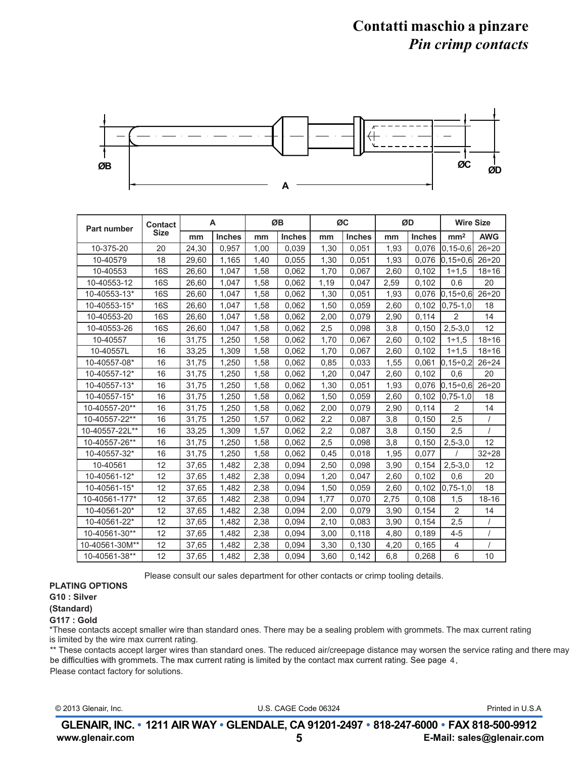# Contatti maschio a pinzare

## *Pin crimp contacts*

| Part number | Contact Size | A | | ØB | | ØC | | ØD | | Wire Size | |
|---|---|---|---|---|---|---|---|---|---|---|---|
| | | mm | Inches | mm | Inches | mm | Inches | mm | Inches | mm² | AWG |
| 10-375-20 | 20 | 24,30 | 0,957 | 1,00 | 0,039 | 1,30 | 0,051 | 1,93 | 0,076 | 0,15-0,6 | 26÷20 |
| 10-40579 | 18 | 29,60 | 1,165 | 1,40 | 0,055 | 1,30 | 0,051 | 1,93 | 0,076 | 0,15÷0,6 | 26÷20 |
| 10-40553 | 16S | 26,60 | 1,047 | 1,58 | 0,062 | 1,70 | 0,067 | 2,60 | 0,102 | 1÷1,5 | 18÷16 |
| 10-40553-12 | 16S | 26,60 | 1,047 | 1,58 | 0,062 | 1,19 | 0,047 | 2,59 | 0,102 | 0.6 | 20 |
| 10-40553-13* | 16S | 26,60 | 1,047 | 1,58 | 0,062 | 1,30 | 0,051 | 1,93 | 0,076 | 0,15÷0,6 | 26÷20 |
| 10-40553-15* | 16S | 26,60 | 1,047 | 1,58 | 0,062 | 1,50 | 0,059 | 2,60 | 0,102 | 0,75-1,0 | 18 |
| 10-40553-20 | 16S | 26,60 | 1,047 | 1,58 | 0,062 | 2,00 | 0,079 | 2,90 | 0,114 | 2 | 14 |
| 10-40553-26 | 16S | 26,60 | 1,047 | 1,58 | 0,062 | 2,5 | 0,098 | 3,8 | 0,150 | 2,5-3,0 | 12 |
| 10-40557 | 16 | 31,75 | 1,250 | 1,58 | 0,062 | 1,70 | 0,067 | 2,60 | 0,102 | 1÷1,5 | 18÷16 |
| 10-40557L | 16 | 33,25 | 1,309 | 1,58 | 0,062 | 1,70 | 0,067 | 2,60 | 0,102 | 1÷1,5 | 18÷16 |
| 10-40557-08* | 16 | 31,75 | 1,250 | 1,58 | 0,062 | 0,85 | 0,033 | 1,55 | 0,061 | 0,15÷0,2 | 26÷24 |
| 10-40557-12* | 16 | 31,75 | 1,250 | 1,58 | 0,062 | 1,20 | 0,047 | 2,60 | 0,102 | 0,6 | 20 |
| 10-40557-13* | 16 | 31,75 | 1,250 | 1,58 | 0,062 | 1,30 | 0,051 | 1,93 | 0,076 | 0,15÷0,6 | 26÷20 |
| 10-40557-15* | 16 | 31,75 | 1,250 | 1,58 | 0,062 | 1,50 | 0,059 | 2,60 | 0,102 | 0,75-1,0 | 18 |
| 10-40557-20** | 16 | 31,75 | 1,250 | 1,58 | 0,062 | 2,00 | 0,079 | 2,90 | 0,114 | 2 | 14 |
| 10-40557-22** | 16 | 31,75 | 1,250 | 1,57 | 0,062 | 2,2 | 0,087 | 3,8 | 0,150 | 2,5 | / |
| 10-40557-22L** | 16 | 33,25 | 1,309 | 1,57 | 0,062 | 2,2 | 0,087 | 3,8 | 0,150 | 2,5 | / |
| 10-40557-26** | 16 | 31,75 | 1,250 | 1,58 | 0,062 | 2,5 | 0,098 | 3,8 | 0,150 | 2,5-3,0 | 12 |
| 10-40557-32* | 16 | 31,75 | 1,250 | 1,58 | 0,062 | 0,45 | 0,018 | 1,95 | 0,077 | / | 32÷28 |
| 10-40561 | 12 | 37,65 | 1,482 | 2,38 | 0,094 | 2,50 | 0,098 | 3,90 | 0,154 | 2,5-3,0 | 12 |
| 10-40561-12* | 12 | 37,65 | 1,482 | 2,38 | 0,094 | 1,20 | 0,047 | 2,60 | 0,102 | 0,6 | 20 |
| 10-40561-15* | 12 | 37,65 | 1,482 | 2,38 | 0,094 | 1,50 | 0,059 | 2,60 | 0,102 | 0,75-1,0 | 18 |
| 10-40561-177* | 12 | 37,65 | 1,482 | 2,38 | 0,094 | 1,77 | 0,070 | 2,75 | 0,108 | 1,5 | 18-16 |
| 10-40561-20* | 12 | 37,65 | 1,482 | 2,38 | 0,094 | 2,00 | 0,079 | 3,90 | 0,154 | 2 | 14 |
| 10-40561-22* | 12 | 37,65 | 1,482 | 2,38 | 0,094 | 2,10 | 0,083 | 3,90 | 0,154 | 2,5 | / |
| 10-40561-30** | 12 | 37,65 | 1,482 | 2,38 | 0,094 | 3,00 | 0,118 | 4,80 | 0,189 | 4-5 | / |
| 10-40561-30M** | 12 | 37,65 | 1,482 | 2,38 | 0,094 | 3,30 | 0,130 | 4,20 | 0,165 | 4 | / |
| 10-40561-38** | 12 | 37,65 | 1,482 | 2,38 | 0,094 | 3,60 | 0,142 | 6,8 | 0,268 | 6 | 10 |

Please consult our sales department for other contacts or crimp tooling details.

**PLATING OPTIONS**

**G10 : Silver**

**(Standard)**

**G117 : Gold**

*These contacts accept smaller wire than standard ones. There may be a sealing problem with grommets. The max current rating is limited by the wire max current rating.

** These contacts accept larger wires than standard ones. The reduced air/creepage distance may worsen the service rating and there may be difficulties with grommets. The max current rating is limited by the contact max current rating. See page 4.

Please contact factory for solutions.

© 2013 Glenair, Inc. U.S. CAGE Code 06324 Printed in U.S.A

**GLENAIR, INC. • 1211 AIR WAY • GLENDALE, CA 91201-2497 • 818-247-6000 • FAX 818-500-9912**

**www.glenair.com** **E-Mail: sales@glenair.com**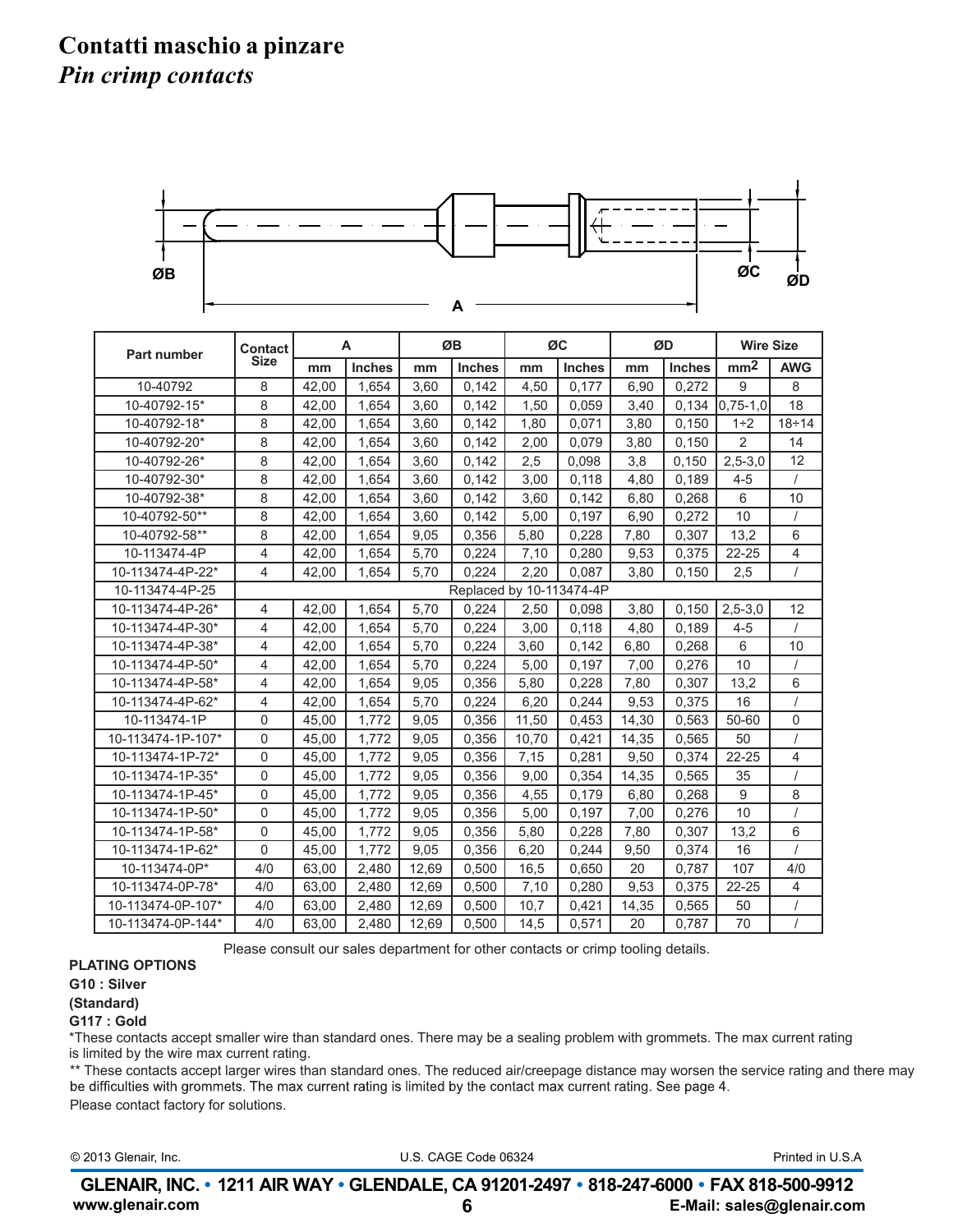# Contatti maschio a pinzare
## *Pin crimp contacts*

ØB

ØC

ØD

A

| Part number | Contact Size | A | | ØB | | ØC | | ØD | | Wire Size | |
|---|---|---|---|---|---|---|---|---|---|---|---|
| | | mm | Inches | mm | Inches | mm | Inches | mm | Inches | mm2 | AWG |
| 10-40792 | 8 | 42,00 | 1,654 | 3,60 | 0,142 | 4,50 | 0,177 | 6,90 | 0,272 | 9 | 8 |
| 10-40792-15* | 8 | 42,00 | 1,654 | 3,60 | 0,142 | 1,50 | 0,059 | 3,40 | 0,134 | 0,75-1,0 | 18 |
| 10-40792-18* | 8 | 42,00 | 1,654 | 3,60 | 0,142 | 1,80 | 0,071 | 3,80 | 0,150 | 1÷2 | 18÷14 |
| 10-40792-20* | 8 | 42,00 | 1,654 | 3,60 | 0,142 | 2,00 | 0,079 | 3,80 | 0,150 | 2 | 14 |
| 10-40792-26* | 8 | 42,00 | 1,654 | 3,60 | 0,142 | 2,5 | 0,098 | 3,8 | 0,150 | 2,5-3,0 | 12 |
| 10-40792-30* | 8 | 42,00 | 1,654 | 3,60 | 0,142 | 3,00 | 0,118 | 4,80 | 0,189 | 4-5 | / |
| 10-40792-38* | 8 | 42,00 | 1,654 | 3,60 | 0,142 | 3,60 | 0,142 | 6,80 | 0,268 | 6 | 10 |
| 10-40792-50** | 8 | 42,00 | 1,654 | 3,60 | 0,142 | 5,00 | 0,197 | 6,90 | 0,272 | 10 | / |
| 10-40792-58** | 8 | 42,00 | 1,654 | 9,05 | 0,356 | 5,80 | 0,228 | 7,80 | 0,307 | 13,2 | 6 |
| 10-113474-4P | 4 | 42,00 | 1,654 | 5,70 | 0,224 | 7,10 | 0,280 | 9,53 | 0,375 | 22-25 | 4 |
| 10-113474-4P-22* | 4 | 42,00 | 1,654 | 5,70 | 0,224 | 2,20 | 0,087 | 3,80 | 0,150 | 2,5 | / |
| 10-113474-4P-25 | Replaced by 10-113474-4P | | | | | | | | | | |
| 10-113474-4P-26* | 4 | 42,00 | 1,654 | 5,70 | 0,224 | 2,50 | 0,098 | 3,80 | 0,150 | 2,5-3,0 | 12 |
| 10-113474-4P-30* | 4 | 42,00 | 1,654 | 5,70 | 0,224 | 3,00 | 0,118 | 4,80 | 0,189 | 4-5 | / |
| 10-113474-4P-38* | 4 | 42,00 | 1,654 | 5,70 | 0,224 | 3,60 | 0,142 | 6,80 | 0,268 | 6 | 10 |
| 10-113474-4P-50* | 4 | 42,00 | 1,654 | 5,70 | 0,224 | 5,00 | 0,197 | 7,00 | 0,276 | 10 | / |
| 10-113474-4P-58* | 4 | 42,00 | 1,654 | 9,05 | 0,356 | 5,80 | 0,228 | 7,80 | 0,307 | 13,2 | 6 |
| 10-113474-4P-62* | 4 | 42,00 | 1,654 | 5,70 | 0,224 | 6,20 | 0,244 | 9,53 | 0,375 | 16 | / |
| 10-113474-1P | 0 | 45,00 | 1,772 | 9,05 | 0,356 | 11,50 | 0,453 | 14,30 | 0,563 | 50-60 | 0 |
| 10-113474-1P-107* | 0 | 45,00 | 1,772 | 9,05 | 0,356 | 10,70 | 0,421 | 14,35 | 0,565 | 50 | / |
| 10-113474-1P-72* | 0 | 45,00 | 1,772 | 9,05 | 0,356 | 7,15 | 0,281 | 9,50 | 0,374 | 22-25 | 4 |
| 10-113474-1P-35* | 0 | 45,00 | 1,772 | 9,05 | 0,356 | 9,00 | 0,354 | 14,35 | 0,565 | 35 | / |
| 10-113474-1P-45* | 0 | 45,00 | 1,772 | 9,05 | 0,356 | 4,55 | 0,179 | 6,80 | 0,268 | 9 | 8 |
| 10-113474-1P-50* | 0 | 45,00 | 1,772 | 9,05 | 0,356 | 5,00 | 0,197 | 7,00 | 0,276 | 10 | / |
| 10-113474-1P-58* | 0 | 45,00 | 1,772 | 9,05 | 0,356 | 5,80 | 0,228 | 7,80 | 0,307 | 13,2 | 6 |
| 10-113474-1P-62* | 0 | 45,00 | 1,772 | 9,05 | 0,356 | 6,20 | 0,244 | 9,50 | 0,374 | 16 | / |
| 10-113474-0P* | 4/0 | 63,00 | 2,480 | 12,69 | 0,500 | 16,5 | 0,650 | 20 | 0,787 | 107 | 4/0 |
| 10-113474-0P-78* | 4/0 | 63,00 | 2,480 | 12,69 | 0,500 | 7,10 | 0,280 | 9,53 | 0,375 | 22-25 | 4 |
| 10-113474-0P-107* | 4/0 | 63,00 | 2,480 | 12,69 | 0,500 | 10,7 | 0,421 | 14,35 | 0,565 | 50 | / |
| 10-113474-0P-144* | 4/0 | 63,00 | 2,480 | 12,69 | 0,500 | 14,5 | 0,571 | 20 | 0,787 | 70 | / |

Please consult our sales department for other contacts or crimp tooling details.

**PLATING OPTIONS**

**G10 : Silver**

**(Standard)**

**G117 : Gold**

*These contacts accept smaller wire than standard ones. There may be a sealing problem with grommets. The max current rating is limited by the wire max current rating.

** These contacts accept larger wires than standard ones. The reduced air/creepage distance may worsen the service rating and there may be difficulties with grommets. The max current rating is limited by the contact max current rating. See page 4.

Please contact factory for solutions.